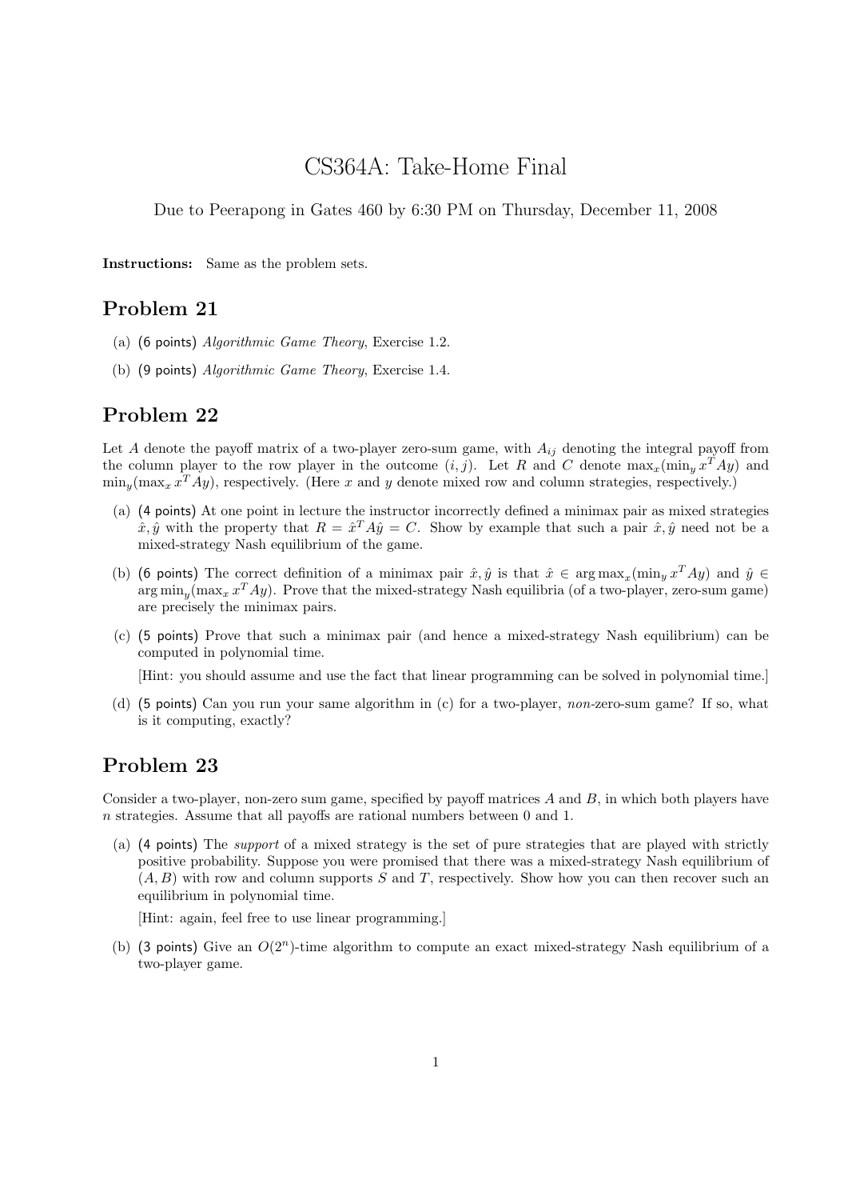# CS364A: Take-Home Final

Due to Peerapong in Gates 460 by 6:30 PM on Thursday, December 11, 2008

**Instructions:** Same as the problem sets.

## Problem 21

(a) (6 points) *Algorithmic Game Theory*, Exercise 1.2.

(b) (9 points) *Algorithmic Game Theory*, Exercise 1.4.

## Problem 22

Let $A$ denote the payoff matrix of a two-player zero-sum game, with $A_{ij}$ denoting the integral payoff from the column player to the row player in the outcome $(i, j)$. Let $R$ and $C$ denote $\max_x(\min_y x^T Ay)$ and $\min_y(\max_x x^T Ay)$, respectively. (Here $x$ and $y$ denote mixed row and column strategies, respectively.)

(a) (4 points) At one point in lecture the instructor incorrectly defined a minimax pair as mixed strategies $\hat{x}, \hat{y}$ with the property that $R = \hat{x}^T A\hat{y} = C$. Show by example that such a pair $\hat{x}, \hat{y}$ need not be a mixed-strategy Nash equilibrium of the game.

(b) (6 points) The correct definition of a minimax pair $\hat{x}, \hat{y}$ is that $\hat{x} \in \arg\max_x(\min_y x^T Ay)$ and $\hat{y} \in \arg\min_y(\max_x x^T Ay)$. Prove that the mixed-strategy Nash equilibria (of a two-player, zero-sum game) are precisely the minimax pairs.

(c) (5 points) Prove that such a minimax pair (and hence a mixed-strategy Nash equilibrium) can be computed in polynomial time.

[Hint: you should assume and use the fact that linear programming can be solved in polynomial time.]

(d) (5 points) Can you run your same algorithm in (c) for a two-player, *non*-zero-sum game? If so, what is it computing, exactly?

## Problem 23

Consider a two-player, non-zero sum game, specified by payoff matrices $A$ and $B$, in which both players have $n$ strategies. Assume that all payoffs are rational numbers between 0 and 1.

(a) (4 points) The *support* of a mixed strategy is the set of pure strategies that are played with strictly positive probability. Suppose you were promised that there was a mixed-strategy Nash equilibrium of $(A, B)$ with row and column supports $S$ and $T$, respectively. Show how you can then recover such an equilibrium in polynomial time.

[Hint: again, feel free to use linear programming.]

(b) (3 points) Give an $O(2^n)$-time algorithm to compute an exact mixed-strategy Nash equilibrium of a two-player game.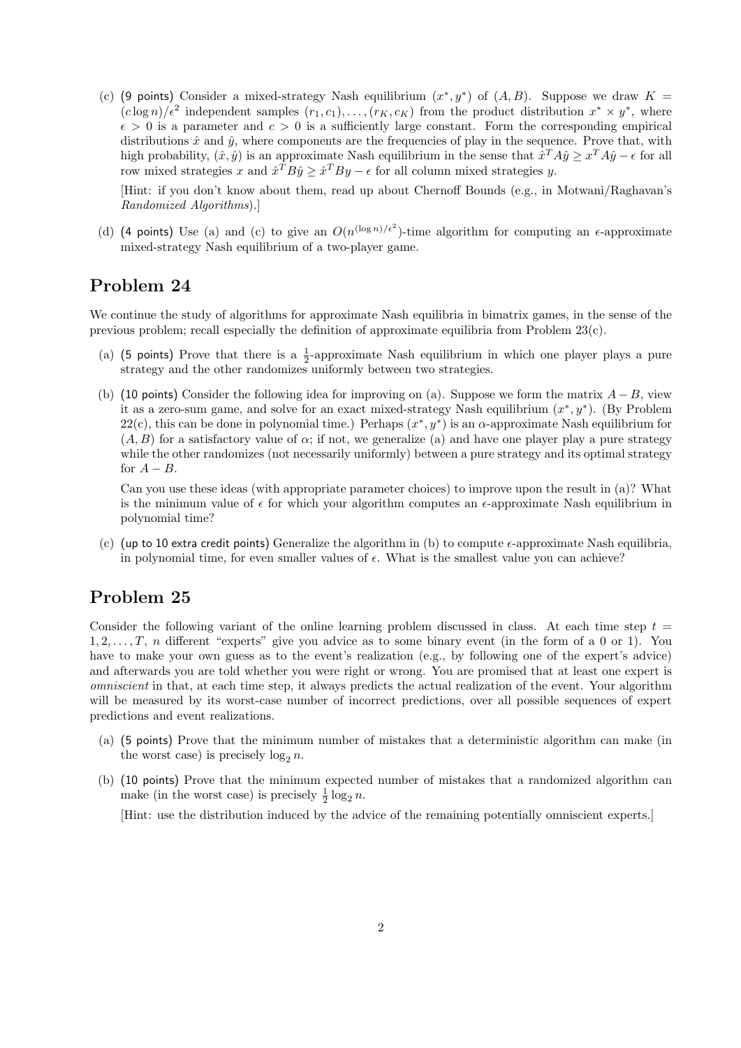(c) (9 points) Consider a mixed-strategy Nash equilibrium $(x^*, y^*)$ of $(A, B)$. Suppose we draw $K = (c \log n)/\epsilon^2$ independent samples $(r_1, c_1), \ldots, (r_K, c_K)$ from the product distribution $x^* \times y^*$, where $\epsilon > 0$ is a parameter and $c > 0$ is a sufficiently large constant. Form the corresponding empirical distributions $\hat{x}$ and $\hat{y}$, where components are the frequencies of play in the sequence. Prove that, with high probability, $(\hat{x}, \hat{y})$ is an approximate Nash equilibrium in the sense that $\hat{x}^T A \hat{y} \geq x^T A \hat{y} - \epsilon$ for all row mixed strategies $x$ and $\hat{x}^T B \hat{y} \geq \hat{x}^T B y - \epsilon$ for all column mixed strategies $y$.

[Hint: if you don't know about them, read up about Chernoff Bounds (e.g., in Motwani/Raghavan's *Randomized Algorithms*).]

(d) (4 points) Use (a) and (c) to give an $O(n^{(\log n)/\epsilon^2})$-time algorithm for computing an $\epsilon$-approximate mixed-strategy Nash equilibrium of a two-player game.

## Problem 24

We continue the study of algorithms for approximate Nash equilibria in bimatrix games, in the sense of the previous problem; recall especially the definition of approximate equilibria from Problem 23(c).

(a) (5 points) Prove that there is a $\frac{1}{2}$-approximate Nash equilibrium in which one player plays a pure strategy and the other randomizes uniformly between two strategies.

(b) (10 points) Consider the following idea for improving on (a). Suppose we form the matrix $A - B$, view it as a zero-sum game, and solve for an exact mixed-strategy Nash equilibrium $(x^*, y^*)$. (By Problem 22(c), this can be done in polynomial time.) Perhaps $(x^*, y^*)$ is an $\alpha$-approximate Nash equilibrium for $(A, B)$ for a satisfactory value of $\alpha$; if not, we generalize (a) and have one player play a pure strategy while the other randomizes (not necessarily uniformly) between a pure strategy and its optimal strategy for $A - B$.

Can you use these ideas (with appropriate parameter choices) to improve upon the result in (a)? What is the minimum value of $\epsilon$ for which your algorithm computes an $\epsilon$-approximate Nash equilibrium in polynomial time?

(c) (up to 10 extra credit points) Generalize the algorithm in (b) to compute $\epsilon$-approximate Nash equilibria, in polynomial time, for even smaller values of $\epsilon$. What is the smallest value you can achieve?

## Problem 25

Consider the following variant of the online learning problem discussed in class. At each time step $t = 1, 2, \ldots, T$, $n$ different "experts" give you advice as to some binary event (in the form of a 0 or 1). You have to make your own guess as to the event's realization (e.g., by following one of the expert's advice) and afterwards you are told whether you were right or wrong. You are promised that at least one expert is *omniscient* in that, at each time step, it always predicts the actual realization of the event. Your algorithm will be measured by its worst-case number of incorrect predictions, over all possible sequences of expert predictions and event realizations.

(a) (5 points) Prove that the minimum number of mistakes that a deterministic algorithm can make (in the worst case) is precisely $\log_2 n$.

(b) (10 points) Prove that the minimum expected number of mistakes that a randomized algorithm can make (in the worst case) is precisely $\frac{1}{2} \log_2 n$.

[Hint: use the distribution induced by the advice of the remaining potentially omniscient experts.]